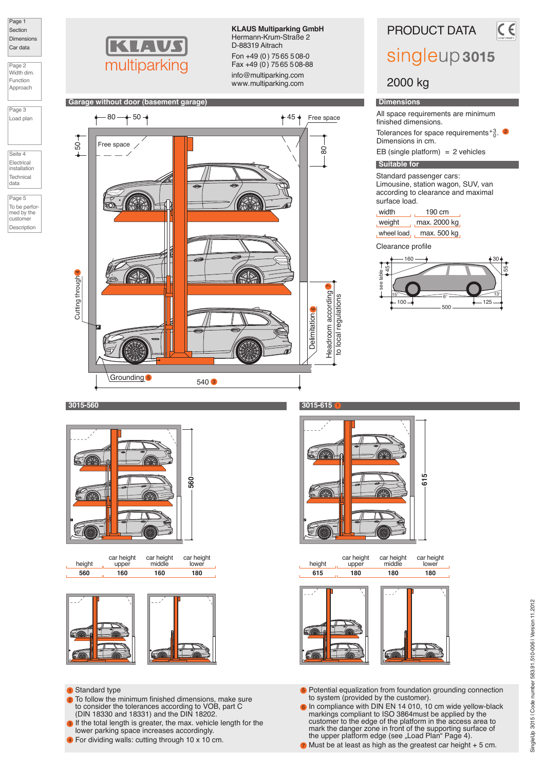Page 1
Section
Dimensions
Car data

Page 2
Width dim.
Function
Approach

Page 3
Load plan

Seite 4
Electrical installation
Technical data

Page 5
To be performed by the customer
Description

# KLAUS multiparking

**KLAUS Multiparking GmbH**
Hermann-Krum-Straße 2
D-88319 Aitrach
Fon +49 (0) 75 65 5 08-0
Fax +49 (0) 75 65 5 08-88
info@multiparking.com
www.multiparking.com

# PRODUCT DATA

## singleup 3015

## 2000 kg

## Garage without door (basement garage)

80 — 50 — 45 — Free space — 50 — 80 — Free space — Cutting through 4 — Delimitation 6 — Headroom according 7 to local regulations — Grounding 5 — 540 3

## Dimensions

All space requirements are minimum finished dimensions.

Tolerances for space requirements $^{+3}_{0}$. 2
Dimensions in cm.

EB (single platform) = 2 vehicles

## Suitable for

Standard passenger cars:
Limousine, station wagon, SUV, van according to clearance and maximal surface load.

| | |
|---|---|
| width | 190 cm |
| weight | max. 2000 kg |
| wheel load | max. 500 kg |

Clearance profile

160 — 30 — 45 — see table — 55 — 15° — 6° — 13° — 100 — 125 — 500

## 3015-560

| height | car height upper | car height middle | car height lower |
|---|---|---|---|
| 560 | 160 | 160 | 180 |

## 3015-615 1

| height | car height upper | car height middle | car height lower |
|---|---|---|---|
| 615 | 180 | 180 | 180 |

1. Standard type
2. To follow the minimum finished dimensions, make sure to consider the tolerances according to VOB, part C (DIN 18330 and 18331) and the DIN 18202.
3. If the total length is greater, the max. vehicle length for the lower parking space increases accordingly.
4. For dividing walls: cutting through 10 x 10 cm.
5. Potential equalization from foundation grounding connection to system (provided by the customer).
6. In compliance with DIN EN 14 010, 10 cm wide yellow-black markings compliant to ISO 3864must be applied by the customer to the edge of the platform in the access area to mark the danger zone in front of the supporting surface of the upper platform edge (see „Load Plan“ Page 4).
7. Must be at least as high as the greatest car height + 5 cm.

SingleUp 3015 | Code number 583.91.510-006 | Version 11.2012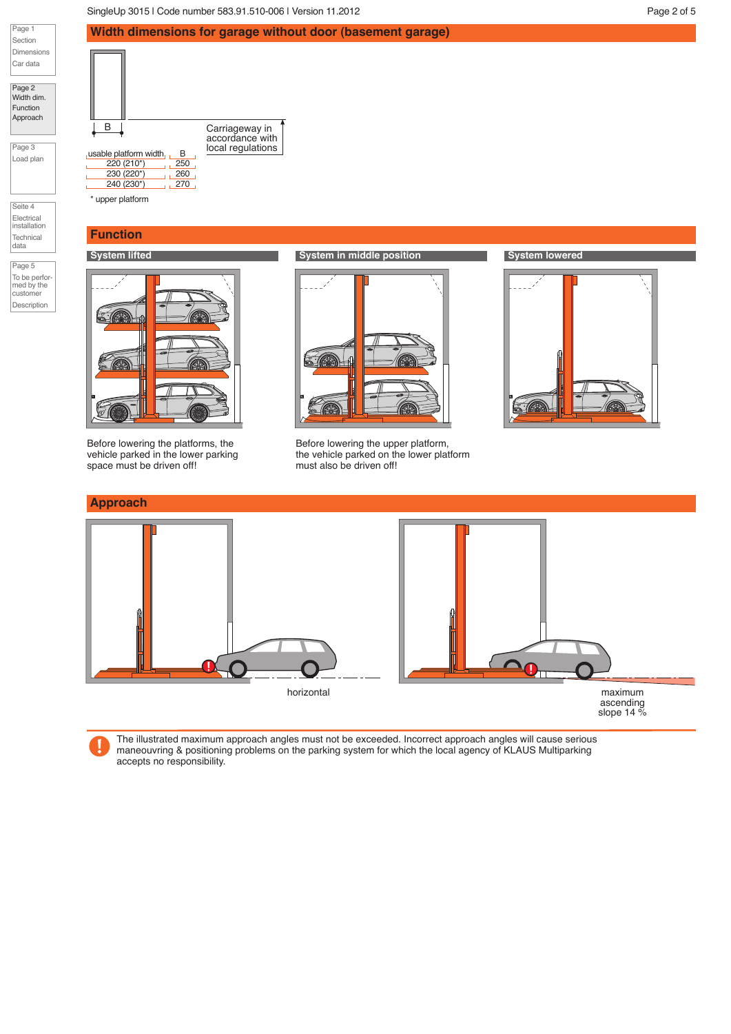## Width dimensions for garage without door (basement garage)

B

Carriageway in accordance with local regulations

| usable platform width | B |
|---|---|
| 220 (210*) | 250 |
| 230 (220*) | 260 |
| 240 (230*) | 270 |

\* upper platform

## Function

### System lifted

Before lowering the platforms, the vehicle parked in the lower parking space must be driven off!

### System in middle position

Before lowering the upper platform, the vehicle parked on the lower platform must also be driven off!

### System lowered

## Approach

horizontal

maximum ascending slope 14 %

The illustrated maximum approach angles must not be exceeded. Incorrect approach angles will cause serious maneouvring & positioning problems on the parking system for which the local agency of KLAUS Multiparking accepts no responsibility.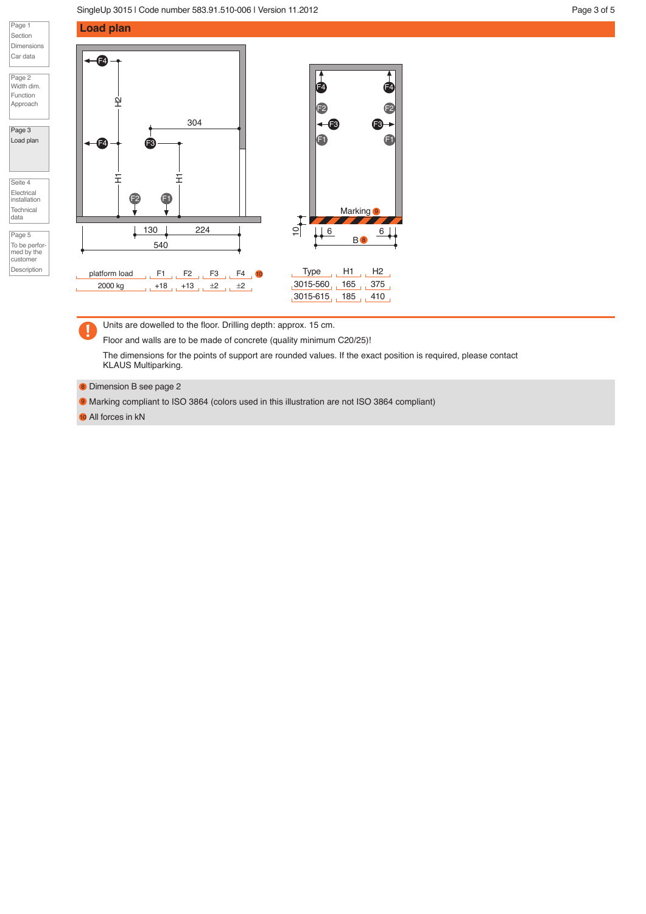## Load plan

| platform load | F1 | F2 | F3 | F4 [10] |
|---|---|---|---|---|
| 2000 kg | +18 | +13 | ±2 | ±2 |

| Type | H1 | H2 |
|---|---|---|
| 3015-560 | 165 | 375 |
| 3015-615 | 185 | 410 |

Units are dowelled to the floor. Drilling depth: approx. 15 cm.

Floor and walls are to be made of concrete (quality minimum C20/25)!

The dimensions for the points of support are rounded values. If the exact position is required, please contact KLAUS Multiparking.

[8] Dimension B see page 2

[9] Marking compliant to ISO 3864 (colors used in this illustration are not ISO 3864 compliant)

[10] All forces in kN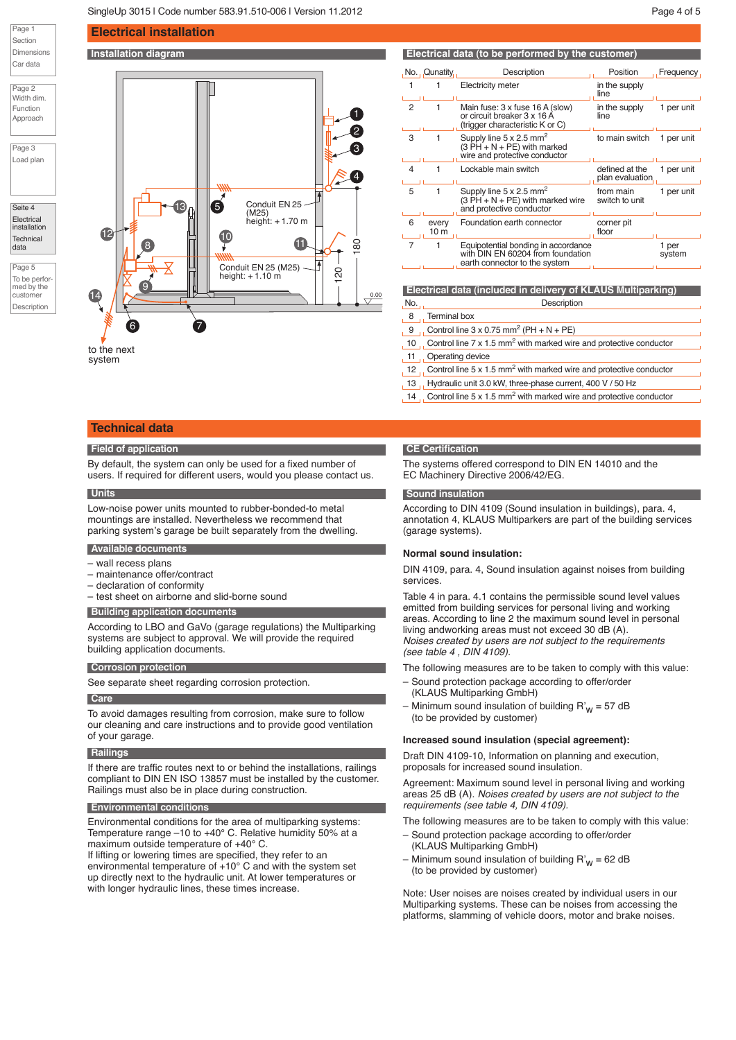# Electrical installation

## Installation diagram

Conduit EN 25 (M25) height: + 1.70 m

Conduit EN 25 (M25) height: + 1.10 m

to the next system

## Electrical data (to be performed by the customer)

| No. | Quantity | Description | Position | Frequency |
|---|---|---|---|---|
| 1 | 1 | Electricity meter | in the supply line | |
| 2 | 1 | Main fuse: 3 x fuse 16 A (slow) or circuit breaker 3 x 16 A (trigger characteristic K or C) | in the supply line | 1 per unit |
| 3 | 1 | Supply line 5 x 2.5 mm² (3 PH + N + PE) with marked wire and protective conductor | to main switch | 1 per unit |
| 4 | 1 | Lockable main switch | defined at the plan evaluation | 1 per unit |
| 5 | 1 | Supply line 5 x 2.5 mm² (3 PH + N + PE) with marked wire and protective conductor | from main switch to unit | 1 per unit |
| 6 | every 10 m | Foundation earth connector | corner pit floor | |
| 7 | 1 | Equipotential bonding in accordance with DIN EN 60204 from foundation earth connector to the system | | 1 per system |

## Electrical data (included in delivery of KLAUS Multiparking)

| No. | Description |
|---|---|
| 8 | Terminal box |
| 9 | Control line 3 x 0.75 mm² (PH + N + PE) |
| 10 | Control line 7 x 1.5 mm² with marked wire and protective conductor |
| 11 | Operating device |
| 12 | Control line 5 x 1.5 mm² with marked wire and protective conductor |
| 13 | Hydraulic unit 3.0 kW, three-phase current, 400 V / 50 Hz |
| 14 | Control line 5 x 1.5 mm² with marked wire and protective conductor |

# Technical data

## Field of application

By default, the system can only be used for a fixed number of users. If required for different users, would you please contact us.

## Units

Low-noise power units mounted to rubber-bonded-to metal mountings are installed. Nevertheless we recommend that parking system's garage be built separately from the dwelling.

## Available documents

- wall recess plans
- maintenance offer/contract
- declaration of conformity
- test sheet on airborne and slid-borne sound

## Building application documents

According to LBO and GaVo (garage regulations) the Multiparking systems are subject to approval. We will provide the required building application documents.

## Corrosion protection

See separate sheet regarding corrosion protection.

## Care

To avoid damages resulting from corrosion, make sure to follow our cleaning and care instructions and to provide good ventilation of your garage.

## Railings

If there are traffic routes next to or behind the installations, railings compliant to DIN EN ISO 13857 must be installed by the customer. Railings must also be in place during construction.

## Environmental conditions

Environmental conditions for the area of multiparking systems: Temperature range –10 to +40° C. Relative humidity 50% at a maximum outside temperature of +40° C.
If lifting or lowering times are specified, they refer to an environmental temperature of +10° C and with the system set up directly next to the hydraulic unit. At lower temperatures or with longer hydraulic lines, these times increase.

## CE Certification

The systems offered correspond to DIN EN 14010 and the EC Machinery Directive 2006/42/EG.

## Sound insulation

According to DIN 4109 (Sound insulation in buildings), para. 4, annotation 4, KLAUS Multiparkers are part of the building services (garage systems).

**Normal sound insulation:**

DIN 4109, para. 4, Sound insulation against noises from building services.

Table 4 in para. 4.1 contains the permissible sound level values emitted from building services for personal living and working areas. According to line 2 the maximum sound level in personal living andworking areas must not exceed 30 dB (A).
*Noises created by users are not subject to the requirements (see table 4 , DIN 4109).*

The following measures are to be taken to comply with this value:

- Sound protection package according to offer/order (KLAUS Multiparking GmbH)
- Minimum sound insulation of building $R'_w$ = 57 dB (to be provided by customer)

**Increased sound insulation (special agreement):**

Draft DIN 4109-10, Information on planning and execution, proposals for increased sound insulation.

Agreement: Maximum sound level in personal living and working areas 25 dB (A). *Noises created by users are not subject to the requirements (see table 4, DIN 4109).*

The following measures are to be taken to comply with this value:

- Sound protection package according to offer/order (KLAUS Multiparking GmbH)
- Minimum sound insulation of building $R'_w$ = 62 dB (to be provided by customer)

Note: User noises are noises created by individual users in our Multiparking systems. These can be noises from accessing the platforms, slamming of vehicle doors, motor and brake noises.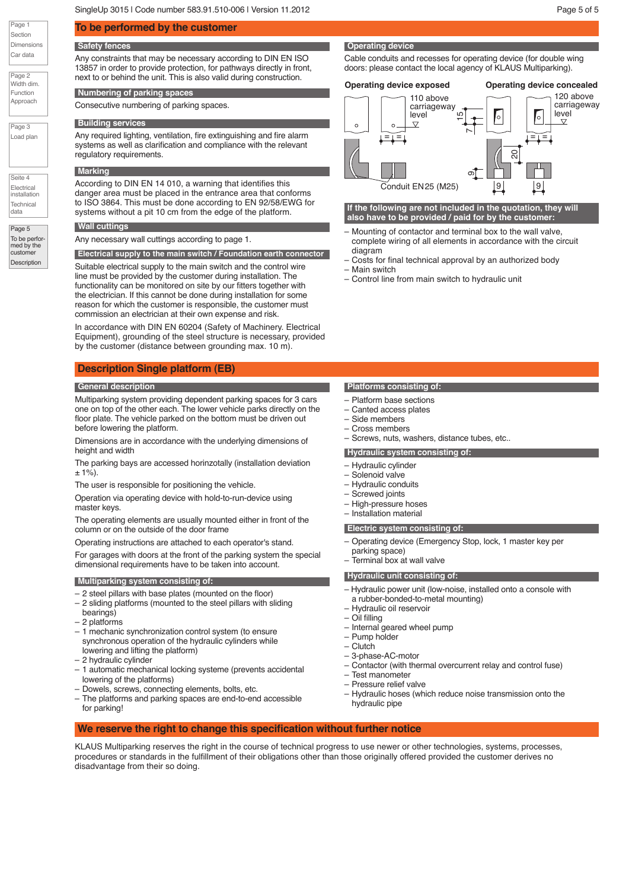## To be performed by the customer

### Safety fences

Any constraints that may be necessary according to DIN EN ISO 13857 in order to provide protection, for pathways directly in front, next to or behind the unit. This is also valid during construction.

### Numbering of parking spaces

Consecutive numbering of parking spaces.

### Building services

Any required lighting, ventilation, fire extinguishing and fire alarm systems as well as clarification and compliance with the relevant regulatory requirements.

### Marking

According to DIN EN 14 010, a warning that identifies this danger area must be placed in the entrance area that conforms to ISO 3864. This must be done according to EN 92/58/EWG for systems without a pit 10 cm from the edge of the platform.

### Wall cuttings

Any necessary wall cuttings according to page 1.

### Electrical supply to the main switch / Foundation earth connector

Suitable electrical supply to the main switch and the control wire line must be provided by the customer during installation. The functionality can be monitored on site by our fitters together with the electrician. If this cannot be done during installation for some reason for which the customer is responsible, the customer must commission an electrician at their own expense and risk.

In accordance with DIN EN 60204 (Safety of Machinery. Electrical Equipment), grounding of the steel structure is necessary, provided by the customer (distance between grounding max. 10 m).

### Operating device

Cable conduits and recesses for operating device (for double wing doors: please contact the local agency of KLAUS Multiparking).

**Operating device exposed**

110 above carriageway level

15

7

9

Conduit EN25 (M25)

9

**Operating device concealed**

120 above carriageway level

20

9

### If the following are not included in the quotation, they will also have to be provided / paid for by the customer:

- Mounting of contactor and terminal box to the wall valve, complete wiring of all elements in accordance with the circuit diagram
- Costs for final technical approval by an authorized body
- Main switch
- Control line from main switch to hydraulic unit

## Description Single platform (EB)

### General description

Multiparking system providing dependent parking spaces for 3 cars one on top of the other each. The lower vehicle parks directly on the floor plate. The vehicle parked on the bottom must be driven out before lowering the platform.

Dimensions are in accordance with the underlying dimensions of height and width

The parking bays are accessed horinzotally (installation deviation ± 1%).

The user is responsible for positioning the vehicle.

Operation via operating device with hold-to-run-device using master keys.

The operating elements are usually mounted either in front of the column or on the outside of the door frame

Operating instructions are attached to each operator's stand.

For garages with doors at the front of the parking system the special dimensional requirements have to be taken into account.

### Multiparking system consisting of:

- 2 steel pillars with base plates (mounted on the floor)
- 2 sliding platforms (mounted to the steel pillars with sliding bearings)
- 2 platforms
- 1 mechanic synchronization control system (to ensure synchronous operation of the hydraulic cylinders while lowering and lifting the platform)
- 2 hydraulic cylinder
- 1 automatic mechanical locking systeme (prevents accidental lowering of the platforms)
- Dowels, screws, connecting elements, bolts, etc.
- The platforms and parking spaces are end-to-end accessible for parking!

### Platforms consisting of:

- Platform base sections
- Canted access plates
- Side members
- Cross members
- Screws, nuts, washers, distance tubes, etc..

### Hydraulic system consisting of:

- Hydraulic cylinder
- Solenoid valve
- Hydraulic conduits
- Screwed joints
- High-pressure hoses
- Installation material

### Electric system consisting of:

- Operating device (Emergency Stop, lock, 1 master key per parking space)
- Terminal box at wall valve

### Hydraulic unit consisting of:

- Hydraulic power unit (low-noise, installed onto a console with a rubber-bonded-to-metal mounting)
- Hydraulic oil reservoir
- Oil filling
- Internal geared wheel pump
- Pump holder
- Clutch
- 3-phase-AC-motor
- Contactor (with thermal overcurrent relay and control fuse)
- Test manometer
- Pressure relief valve
- Hydraulic hoses (which reduce noise transmission onto the hydraulic pipe

## We reserve the right to change this specification without further notice

KLAUS Multiparking reserves the right in the course of technical progress to use newer or other technologies, systems, processes, procedures or standards in the fulfillment of their obligations other than those originally offered provided the customer derives no disadvantage from their so doing.